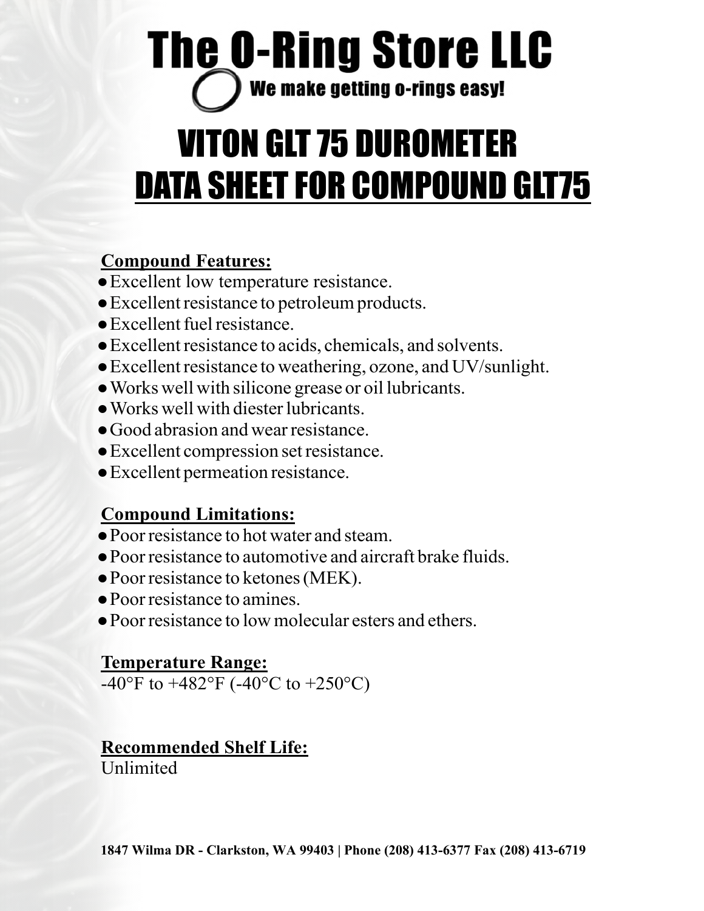# The O-Ring Store LLC

We make getting o-rings easy!

# VITON GLT 75 DUROMETER

# DATA SHEET FOR COMPOUND GLT75

## Compound Features:

- Excellent low temperature resistance.
- Excellent resistance to petroleum products.
- Excellent fuel resistance.
- Excellent resistance to acids, chemicals, and solvents.
- Excellent resistance to weathering, ozone, and UV/sunlight.
- Works well with silicone grease or oil lubricants.
- Works well with diester lubricants.
- Good abrasion and wear resistance.
- Excellent compression set resistance.
- Excellent permeation resistance.

## Compound Limitations:

- Poor resistance to hot water and steam.
- Poor resistance to automotive and aircraft brake fluids.
- Poor resistance to ketones (MEK).
- Poor resistance to amines.
- Poor resistance to low molecular esters and ethers.

## Temperature Range:

-40°F to +482°F (-40°C to +250°C)

## Recommended Shelf Life:

Unlimited

**1847 Wilma DR - Clarkston, WA 99403 | Phone (208) 413-6377 Fax (208) 413-6719**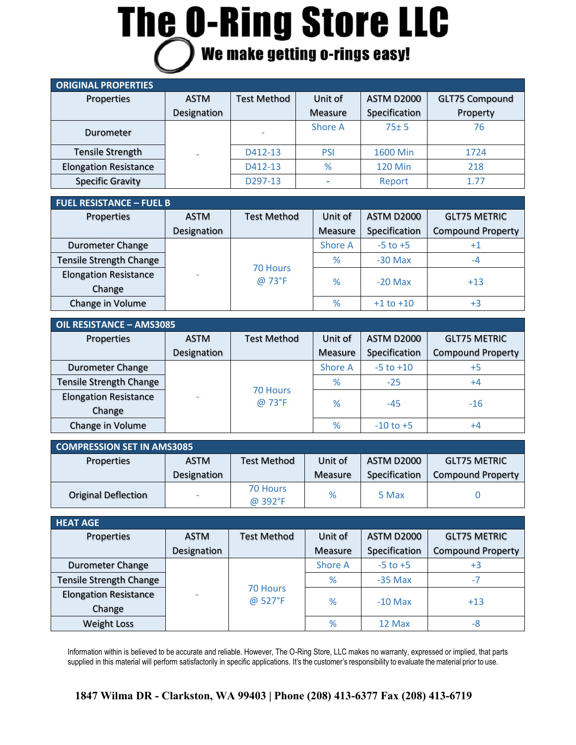# The O-Ring Store LLC

**We make getting o-rings easy!**

| ORIGINAL PROPERTIES | | | | | |
|---|---|---|---|---|---|
| Properties | ASTM Designation | Test Method | Unit of Measure | ASTM D2000 Specification | GLT75 Compound Property |
| Durometer | - | - | Shore A | 75± 5 | 76 |
| Tensile Strength | | D412-13 | PSI | 1600 Min | 1724 |
| Elongation Resistance | | D412-13 | % | 120 Min | 218 |
| Specific Gravity | | D297-13 | - | Report | 1.77 |

| FUEL RESISTANCE – FUEL B | | | | | |
|---|---|---|---|---|---|
| Properties | ASTM Designation | Test Method | Unit of Measure | ASTM D2000 Specification | GLT75 METRIC Compound Property |
| Durometer Change | - | 70 Hours @ 73°F | Shore A | -5 to +5 | +1 |
| Tensile Strength Change | | | % | -30 Max | -4 |
| Elongation Resistance Change | | | % | -20 Max | +13 |
| Change in Volume | | | % | +1 to +10 | +3 |

| OIL RESISTANCE – AMS3085 | | | | | |
|---|---|---|---|---|---|
| Properties | ASTM Designation | Test Method | Unit of Measure | ASTM D2000 Specification | GLT75 METRIC Compound Property |
| Durometer Change | - | 70 Hours @ 73°F | Shore A | -5 to +10 | +5 |
| Tensile Strength Change | | | % | -25 | +4 |
| Elongation Resistance Change | | | % | -45 | -16 |
| Change in Volume | | | % | -10 to +5 | +4 |

| COMPRESSION SET IN AMS3085 | | | | | |
|---|---|---|---|---|---|
| Properties | ASTM Designation | Test Method | Unit of Measure | ASTM D2000 Specification | GLT75 METRIC Compound Property |
| Original Deflection | - | 70 Hours @ 392°F | % | 5 Max | 0 |

| HEAT AGE | | | | | |
|---|---|---|---|---|---|
| Properties | ASTM Designation | Test Method | Unit of Measure | ASTM D2000 Specification | GLT75 METRIC Compound Property |
| Durometer Change | - | 70 Hours @ 527°F | Shore A | -5 to +5 | +3 |
| Tensile Strength Change | | | % | -35 Max | -7 |
| Elongation Resistance Change | | | % | -10 Max | +13 |
| Weight Loss | | | % | 12 Max | -8 |

Information within is believed to be accurate and reliable. However, The O-Ring Store, LLC makes no warranty, expressed or implied, that parts supplied in this material will perform satisfactorily in specific applications. It's the customer's responsibility to evaluate the material prior to use.

**1847 Wilma DR - Clarkston, WA 99403 | Phone (208) 413-6377 Fax (208) 413-6719**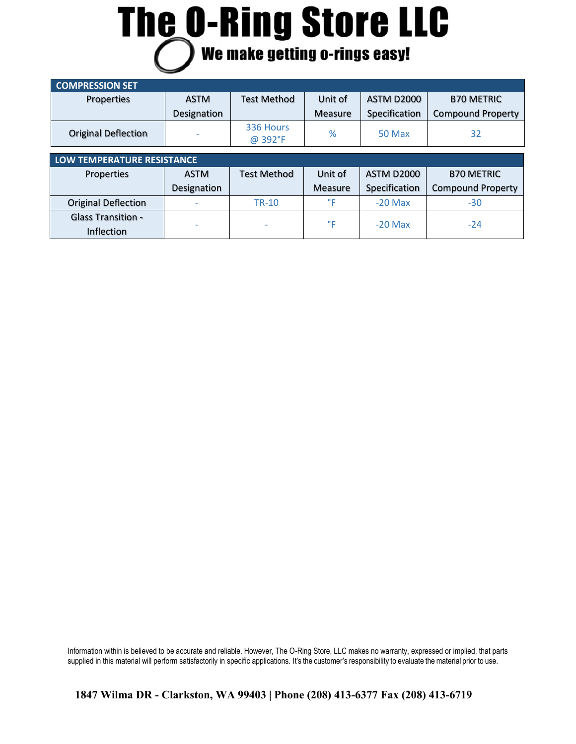# The O-Ring Store LLC

**We make getting o-rings easy!**

| COMPRESSION SET | | | | | |
|---|---|---|---|---|---|
| Properties | ASTM Designation | Test Method | Unit of Measure | ASTM D2000 Specification | B70 METRIC Compound Property |
| Original Deflection | - | 336 Hours @ 392°F | % | 50 Max | 32 |

| LOW TEMPERATURE RESISTANCE | | | | | |
|---|---|---|---|---|---|
| Properties | ASTM Designation | Test Method | Unit of Measure | ASTM D2000 Specification | B70 METRIC Compound Property |
| Original Deflection | - | TR-10 | °F | -20 Max | -30 |
| Glass Transition - Inflection | - | - | °F | -20 Max | -24 |

Information within is believed to be accurate and reliable. However, The O-Ring Store, LLC makes no warranty, expressed or implied, that parts supplied in this material will perform satisfactorily in specific applications. It's the customer's responsibility to evaluate the material prior to use.

**1847 Wilma DR - Clarkston, WA 99403 | Phone (208) 413-6377 Fax (208) 413-6719**